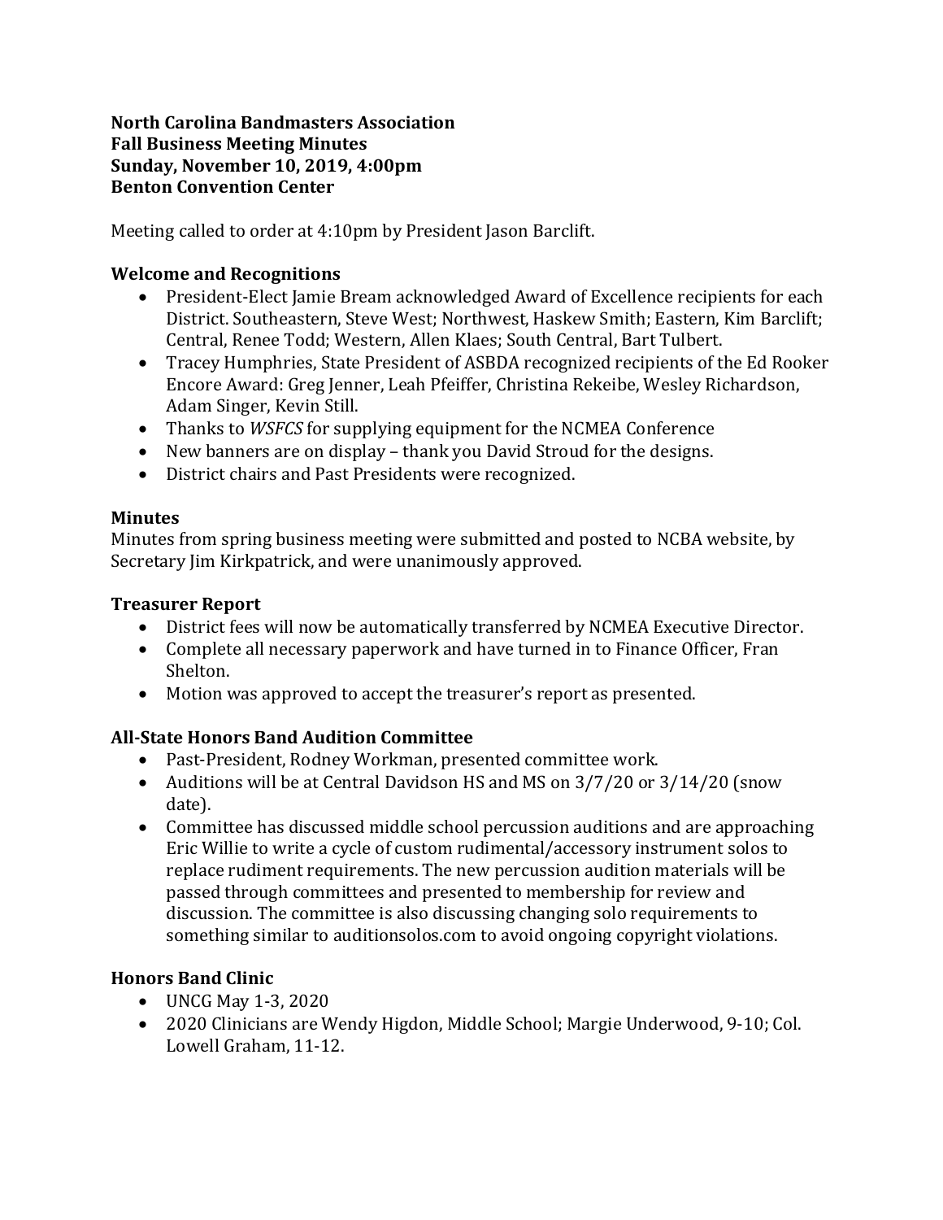**North Carolina Bandmasters Association**
**Fall Business Meeting Minutes**
**Sunday, November 10, 2019, 4:00pm**
**Benton Convention Center**

Meeting called to order at 4:10pm by President Jason Barclift.

### Welcome and Recognitions

- President-Elect Jamie Bream acknowledged Award of Excellence recipients for each District. Southeastern, Steve West; Northwest, Haskew Smith; Eastern, Kim Barclift; Central, Renee Todd; Western, Allen Klaes; South Central, Bart Tulbert.
- Tracey Humphries, State President of ASBDA recognized recipients of the Ed Rooker Encore Award: Greg Jenner, Leah Pfeiffer, Christina Rekeibe, Wesley Richardson, Adam Singer, Kevin Still.
- Thanks to *WSFCS* for supplying equipment for the NCMEA Conference
- New banners are on display – thank you David Stroud for the designs.
- District chairs and Past Presidents were recognized.

### Minutes

Minutes from spring business meeting were submitted and posted to NCBA website, by Secretary Jim Kirkpatrick, and were unanimously approved.

### Treasurer Report

- District fees will now be automatically transferred by NCMEA Executive Director.
- Complete all necessary paperwork and have turned in to Finance Officer, Fran Shelton.
- Motion was approved to accept the treasurer's report as presented.

### All-State Honors Band Audition Committee

- Past-President, Rodney Workman, presented committee work.
- Auditions will be at Central Davidson HS and MS on 3/7/20 or 3/14/20 (snow date).
- Committee has discussed middle school percussion auditions and are approaching Eric Willie to write a cycle of custom rudimental/accessory instrument solos to replace rudiment requirements. The new percussion audition materials will be passed through committees and presented to membership for review and discussion. The committee is also discussing changing solo requirements to something similar to auditionsolos.com to avoid ongoing copyright violations.

### Honors Band Clinic

- UNCG May 1-3, 2020
- 2020 Clinicians are Wendy Higdon, Middle School; Margie Underwood, 9-10; Col. Lowell Graham, 11-12.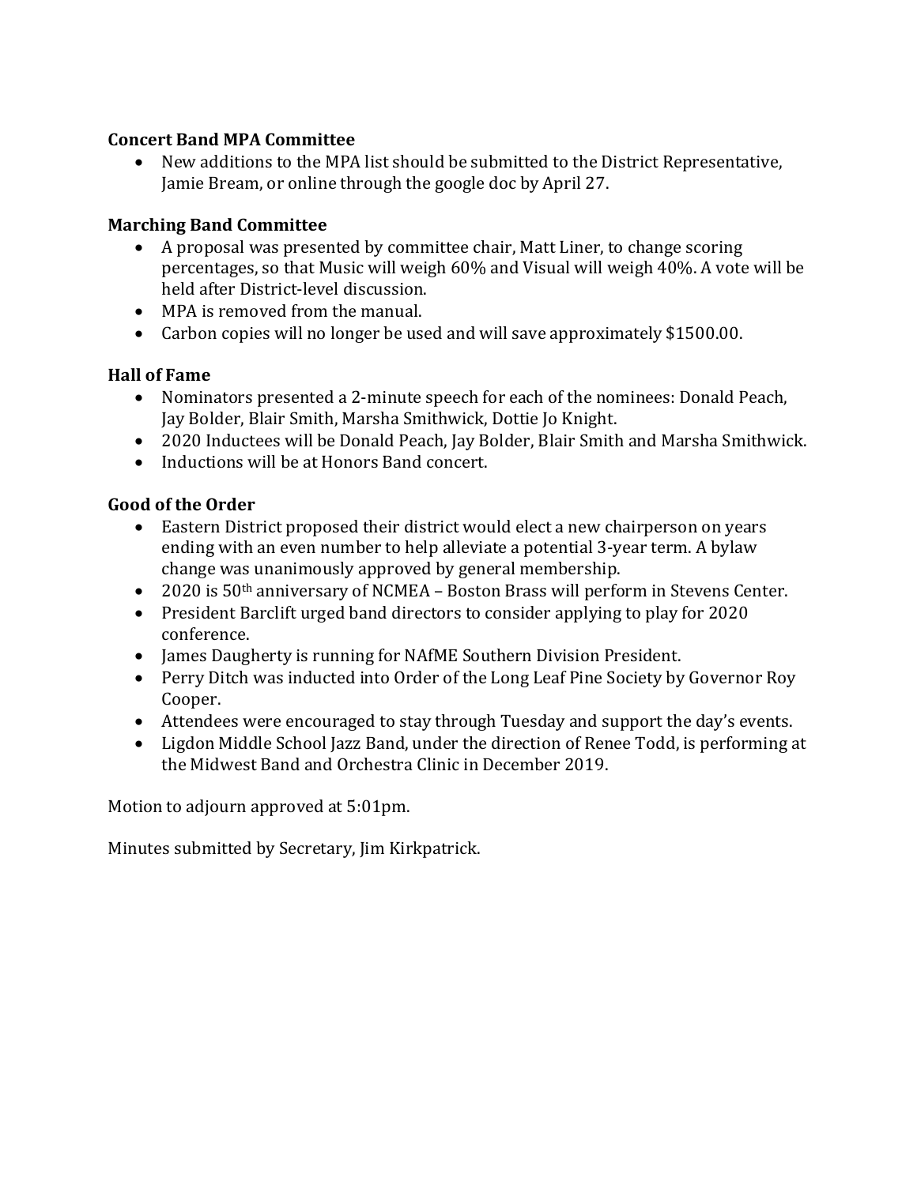**Concert Band MPA Committee**

- New additions to the MPA list should be submitted to the District Representative, Jamie Bream, or online through the google doc by April 27.

**Marching Band Committee**

- A proposal was presented by committee chair, Matt Liner, to change scoring percentages, so that Music will weigh 60% and Visual will weigh 40%. A vote will be held after District-level discussion.
- MPA is removed from the manual.
- Carbon copies will no longer be used and will save approximately $1500.00.

**Hall of Fame**

- Nominators presented a 2-minute speech for each of the nominees: Donald Peach, Jay Bolder, Blair Smith, Marsha Smithwick, Dottie Jo Knight.
- 2020 Inductees will be Donald Peach, Jay Bolder, Blair Smith and Marsha Smithwick.
- Inductions will be at Honors Band concert.

**Good of the Order**

- Eastern District proposed their district would elect a new chairperson on years ending with an even number to help alleviate a potential 3-year term. A bylaw change was unanimously approved by general membership.
- 2020 is 50th anniversary of NCMEA – Boston Brass will perform in Stevens Center.
- President Barclift urged band directors to consider applying to play for 2020 conference.
- James Daugherty is running for NAfME Southern Division President.
- Perry Ditch was inducted into Order of the Long Leaf Pine Society by Governor Roy Cooper.
- Attendees were encouraged to stay through Tuesday and support the day's events.
- Ligdon Middle School Jazz Band, under the direction of Renee Todd, is performing at the Midwest Band and Orchestra Clinic in December 2019.

Motion to adjourn approved at 5:01pm.

Minutes submitted by Secretary, Jim Kirkpatrick.